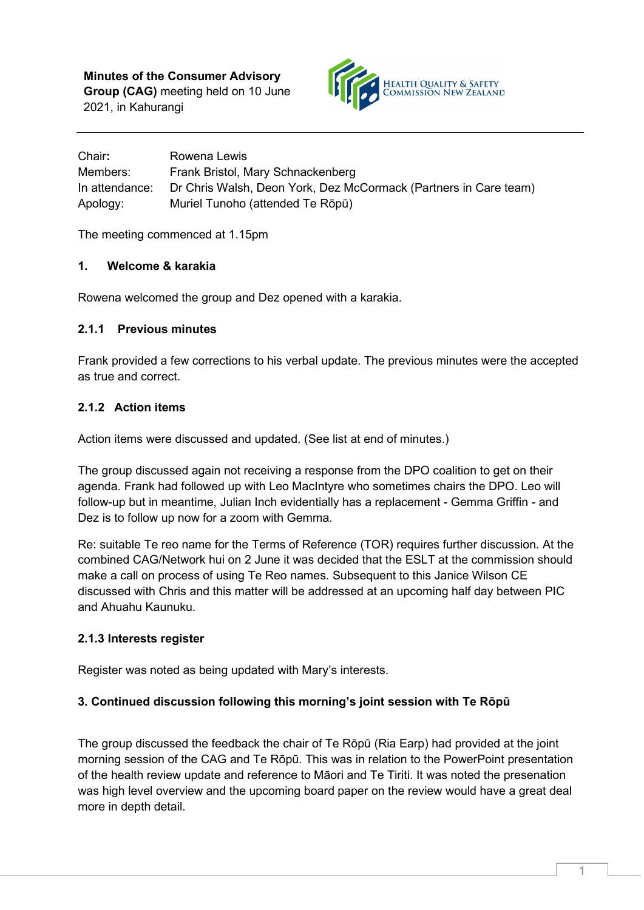**Minutes of the Consumer Advisory Group (CAG)** meeting held on 10 June 2021, in Kahurangi

HEALTH QUALITY & SAFETY COMMISSION NEW ZEALAND

---

| | |
|---|---|
| Chair**:** | Rowena Lewis |
| Members: | Frank Bristol, Mary Schnackenberg |
| In attendance: | Dr Chris Walsh, Deon York, Dez McCormack (Partners in Care team) |
| Apology: | Muriel Tunoho (attended Te Rōpū) |

The meeting commenced at 1.15pm

### 1. Welcome & karakia

Rowena welcomed the group and Dez opened with a karakia.

### 2.1.1 Previous minutes

Frank provided a few corrections to his verbal update. The previous minutes were the accepted as true and correct.

### 2.1.2 Action items

Action items were discussed and updated. (See list at end of minutes.)

The group discussed again not receiving a response from the DPO coalition to get on their agenda. Frank had followed up with Leo MacIntyre who sometimes chairs the DPO. Leo will follow-up but in meantime, Julian Inch evidentially has a replacement - Gemma Griffin - and Dez is to follow up now for a zoom with Gemma.

Re: suitable Te reo name for the Terms of Reference (TOR) requires further discussion. At the combined CAG/Network hui on 2 June it was decided that the ESLT at the commission should make a call on process of using Te Reo names. Subsequent to this Janice Wilson CE discussed with Chris and this matter will be addressed at an upcoming half day between PIC and Ahuahu Kaunuku.

### 2.1.3 Interests register

Register was noted as being updated with Mary's interests.

### 3. Continued discussion following this morning's joint session with Te Rōpū

The group discussed the feedback the chair of Te Rōpū (Ria Earp) had provided at the joint morning session of the CAG and Te Rōpū. This was in relation to the PowerPoint presentation of the health review update and reference to Māori and Te Tiriti. It was noted the presenation was high level overview and the upcoming board paper on the review would have a great deal more in depth detail.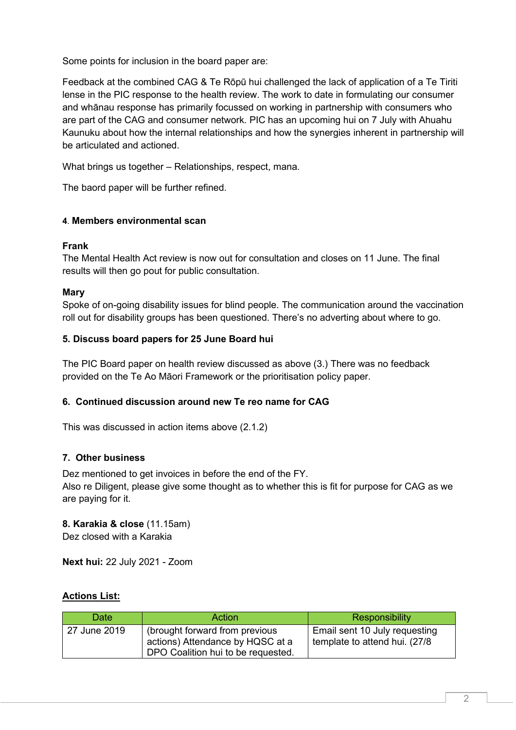Some points for inclusion in the board paper are:

Feedback at the combined CAG & Te Rōpū hui challenged the lack of application of a Te Tiriti lense in the PIC response to the health review. The work to date in formulating our consumer and whānau response has primarily focussed on working in partnership with consumers who are part of the CAG and consumer network. PIC has an upcoming hui on 7 July with Ahuahu Kaunuku about how the internal relationships and how the synergies inherent in partnership will be articulated and actioned.

What brings us together – Relationships, respect, mana.

The baord paper will be further refined.

**4. Members environmental scan**

**Frank**
The Mental Health Act review is now out for consultation and closes on 11 June. The final results will then go pout for public consultation.

**Mary**
Spoke of on-going disability issues for blind people. The communication around the vaccination roll out for disability groups has been questioned. There's no adverting about where to go.

**5. Discuss board papers for 25 June Board hui**

The PIC Board paper on health review discussed as above (3.) There was no feedback provided on the Te Ao Māori Framework or the prioritisation policy paper.

**6. Continued discussion around new Te reo name for CAG**

This was discussed in action items above (2.1.2)

**7. Other business**

Dez mentioned to get invoices in before the end of the FY.
Also re Diligent, please give some thought as to whether this is fit for purpose for CAG as we are paying for it.

**8. Karakia & close** (11.15am)
Dez closed with a Karakia

**Next hui:** 22 July 2021 - Zoom

**Actions List:**

| Date | Action | Responsibility |
|---|---|---|
| 27 June 2019 | (brought forward from previous actions) Attendance by HQSC at a DPO Coalition hui to be requested. | Email sent 10 July requesting template to attend hui. (27/8 |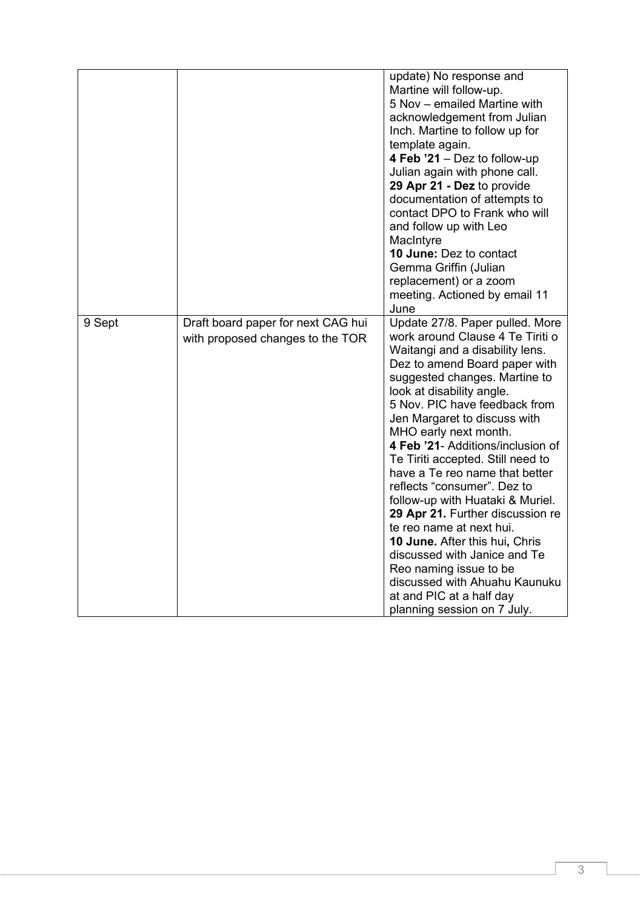| | | |
|---|---|---|
| | | update) No response and Martine will follow-up. 5 Nov – emailed Martine with acknowledgement from Julian Inch. Martine to follow up for template again. **4 Feb '21** – Dez to follow-up Julian again with phone call. **29 Apr 21 - Dez** to provide documentation of attempts to contact DPO to Frank who will and follow up with Leo MacIntyre **10 June:** Dez to contact Gemma Griffin (Julian replacement) or a zoom meeting. Actioned by email 11 June |
| 9 Sept | Draft board paper for next CAG hui with proposed changes to the TOR | Update 27/8. Paper pulled. More work around Clause 4 Te Tiriti o Waitangi and a disability lens. Dez to amend Board paper with suggested changes. Martine to look at disability angle. 5 Nov. PIC have feedback from Jen Margaret to discuss with MHO early next month. **4 Feb '21**- Additions/inclusion of Te Tiriti accepted. Still need to have a Te reo name that better reflects "consumer". Dez to follow-up with Huataki & Muriel. **29 Apr 21.** Further discussion re te reo name at next hui. **10 June.** After this hui**,** Chris discussed with Janice and Te Reo naming issue to be discussed with Ahuahu Kaunuku at and PIC at a half day planning session on 7 July. |